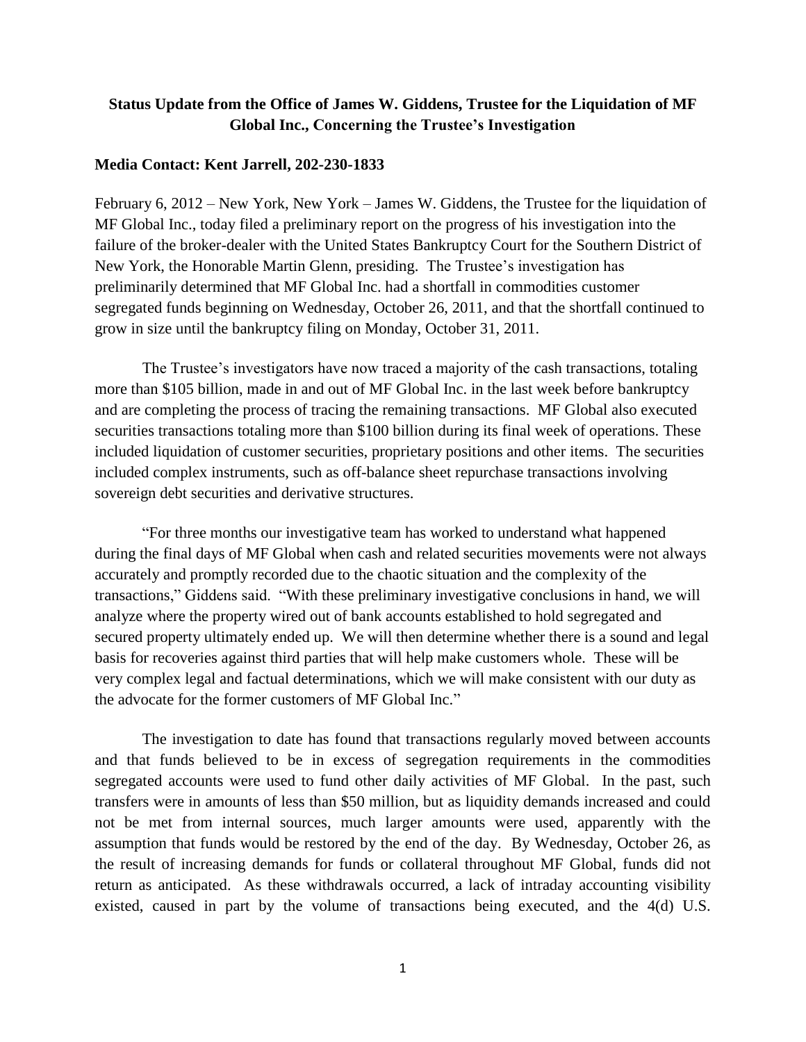**Status Update from the Office of James W. Giddens, Trustee for the Liquidation of MF Global Inc., Concerning the Trustee's Investigation**

**Media Contact: Kent Jarrell, 202-230-1833**

February 6, 2012 – New York, New York – James W. Giddens, the Trustee for the liquidation of MF Global Inc., today filed a preliminary report on the progress of his investigation into the failure of the broker-dealer with the United States Bankruptcy Court for the Southern District of New York, the Honorable Martin Glenn, presiding. The Trustee's investigation has preliminarily determined that MF Global Inc. had a shortfall in commodities customer segregated funds beginning on Wednesday, October 26, 2011, and that the shortfall continued to grow in size until the bankruptcy filing on Monday, October 31, 2011.

The Trustee's investigators have now traced a majority of the cash transactions, totaling more than $105 billion, made in and out of MF Global Inc. in the last week before bankruptcy and are completing the process of tracing the remaining transactions. MF Global also executed securities transactions totaling more than $100 billion during its final week of operations. These included liquidation of customer securities, proprietary positions and other items. The securities included complex instruments, such as off-balance sheet repurchase transactions involving sovereign debt securities and derivative structures.

"For three months our investigative team has worked to understand what happened during the final days of MF Global when cash and related securities movements were not always accurately and promptly recorded due to the chaotic situation and the complexity of the transactions," Giddens said. "With these preliminary investigative conclusions in hand, we will analyze where the property wired out of bank accounts established to hold segregated and secured property ultimately ended up. We will then determine whether there is a sound and legal basis for recoveries against third parties that will help make customers whole. These will be very complex legal and factual determinations, which we will make consistent with our duty as the advocate for the former customers of MF Global Inc."

The investigation to date has found that transactions regularly moved between accounts and that funds believed to be in excess of segregation requirements in the commodities segregated accounts were used to fund other daily activities of MF Global. In the past, such transfers were in amounts of less than $50 million, but as liquidity demands increased and could not be met from internal sources, much larger amounts were used, apparently with the assumption that funds would be restored by the end of the day. By Wednesday, October 26, as the result of increasing demands for funds or collateral throughout MF Global, funds did not return as anticipated. As these withdrawals occurred, a lack of intraday accounting visibility existed, caused in part by the volume of transactions being executed, and the 4(d) U.S.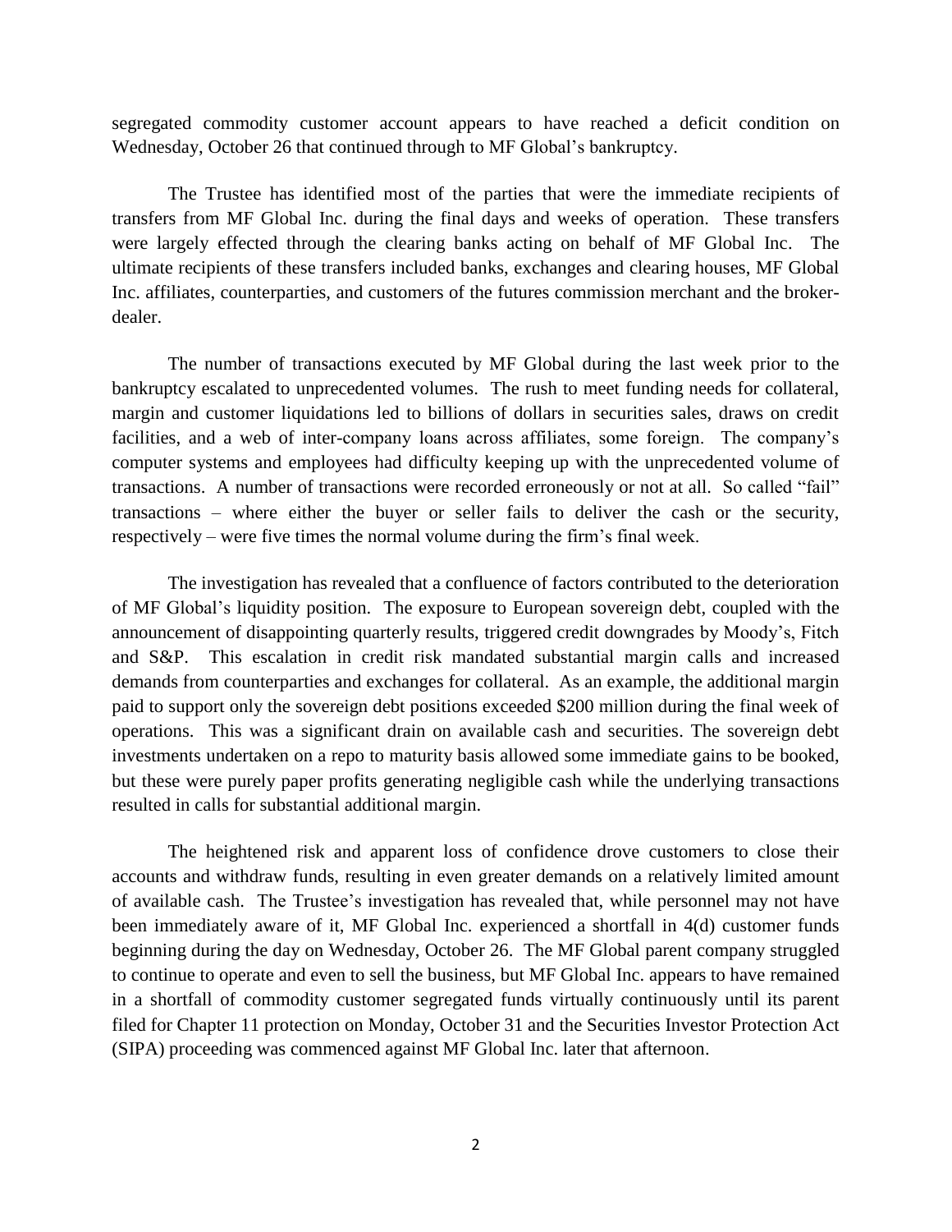segregated commodity customer account appears to have reached a deficit condition on Wednesday, October 26 that continued through to MF Global's bankruptcy.

The Trustee has identified most of the parties that were the immediate recipients of transfers from MF Global Inc. during the final days and weeks of operation. These transfers were largely effected through the clearing banks acting on behalf of MF Global Inc. The ultimate recipients of these transfers included banks, exchanges and clearing houses, MF Global Inc. affiliates, counterparties, and customers of the futures commission merchant and the broker-dealer.

The number of transactions executed by MF Global during the last week prior to the bankruptcy escalated to unprecedented volumes. The rush to meet funding needs for collateral, margin and customer liquidations led to billions of dollars in securities sales, draws on credit facilities, and a web of inter-company loans across affiliates, some foreign. The company's computer systems and employees had difficulty keeping up with the unprecedented volume of transactions. A number of transactions were recorded erroneously or not at all. So called "fail" transactions – where either the buyer or seller fails to deliver the cash or the security, respectively – were five times the normal volume during the firm's final week.

The investigation has revealed that a confluence of factors contributed to the deterioration of MF Global's liquidity position. The exposure to European sovereign debt, coupled with the announcement of disappointing quarterly results, triggered credit downgrades by Moody's, Fitch and S&P. This escalation in credit risk mandated substantial margin calls and increased demands from counterparties and exchanges for collateral. As an example, the additional margin paid to support only the sovereign debt positions exceeded $200 million during the final week of operations. This was a significant drain on available cash and securities. The sovereign debt investments undertaken on a repo to maturity basis allowed some immediate gains to be booked, but these were purely paper profits generating negligible cash while the underlying transactions resulted in calls for substantial additional margin.

The heightened risk and apparent loss of confidence drove customers to close their accounts and withdraw funds, resulting in even greater demands on a relatively limited amount of available cash. The Trustee's investigation has revealed that, while personnel may not have been immediately aware of it, MF Global Inc. experienced a shortfall in 4(d) customer funds beginning during the day on Wednesday, October 26. The MF Global parent company struggled to continue to operate and even to sell the business, but MF Global Inc. appears to have remained in a shortfall of commodity customer segregated funds virtually continuously until its parent filed for Chapter 11 protection on Monday, October 31 and the Securities Investor Protection Act (SIPA) proceeding was commenced against MF Global Inc. later that afternoon.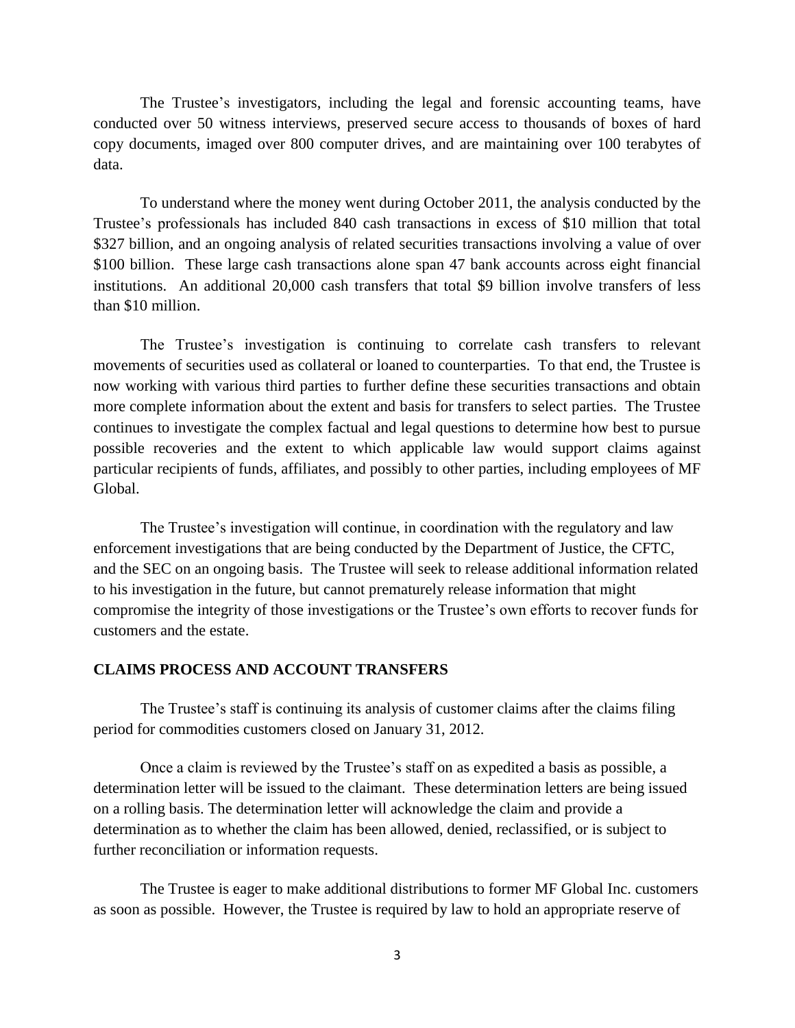The Trustee's investigators, including the legal and forensic accounting teams, have conducted over 50 witness interviews, preserved secure access to thousands of boxes of hard copy documents, imaged over 800 computer drives, and are maintaining over 100 terabytes of data.

To understand where the money went during October 2011, the analysis conducted by the Trustee's professionals has included 840 cash transactions in excess of $10 million that total $327 billion, and an ongoing analysis of related securities transactions involving a value of over $100 billion. These large cash transactions alone span 47 bank accounts across eight financial institutions. An additional 20,000 cash transfers that total $9 billion involve transfers of less than $10 million.

The Trustee's investigation is continuing to correlate cash transfers to relevant movements of securities used as collateral or loaned to counterparties. To that end, the Trustee is now working with various third parties to further define these securities transactions and obtain more complete information about the extent and basis for transfers to select parties. The Trustee continues to investigate the complex factual and legal questions to determine how best to pursue possible recoveries and the extent to which applicable law would support claims against particular recipients of funds, affiliates, and possibly to other parties, including employees of MF Global.

The Trustee's investigation will continue, in coordination with the regulatory and law enforcement investigations that are being conducted by the Department of Justice, the CFTC, and the SEC on an ongoing basis. The Trustee will seek to release additional information related to his investigation in the future, but cannot prematurely release information that might compromise the integrity of those investigations or the Trustee's own efforts to recover funds for customers and the estate.

## CLAIMS PROCESS AND ACCOUNT TRANSFERS

The Trustee's staff is continuing its analysis of customer claims after the claims filing period for commodities customers closed on January 31, 2012.

Once a claim is reviewed by the Trustee's staff on as expedited a basis as possible, a determination letter will be issued to the claimant. These determination letters are being issued on a rolling basis. The determination letter will acknowledge the claim and provide a determination as to whether the claim has been allowed, denied, reclassified, or is subject to further reconciliation or information requests.

The Trustee is eager to make additional distributions to former MF Global Inc. customers as soon as possible. However, the Trustee is required by law to hold an appropriate reserve of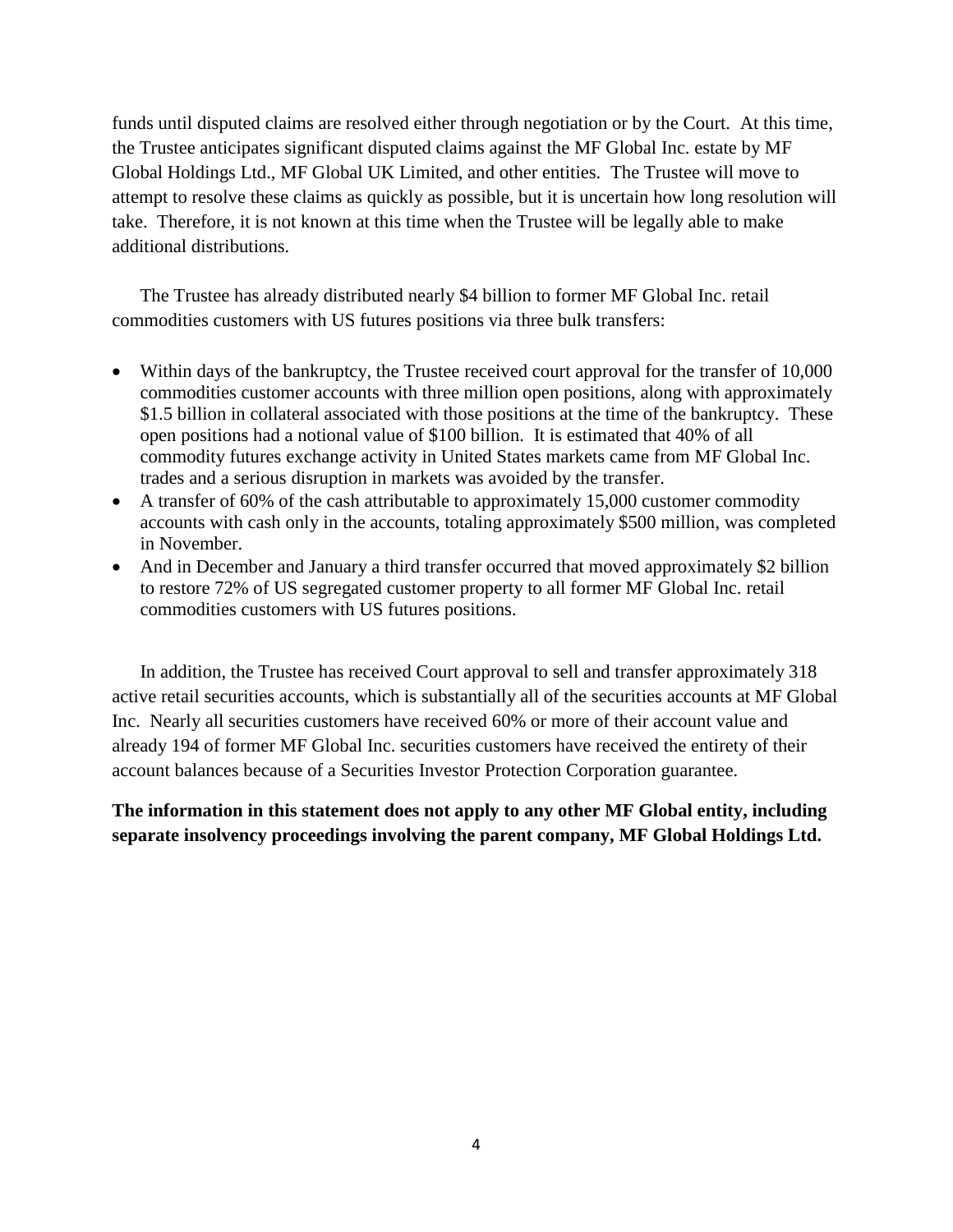funds until disputed claims are resolved either through negotiation or by the Court. At this time, the Trustee anticipates significant disputed claims against the MF Global Inc. estate by MF Global Holdings Ltd., MF Global UK Limited, and other entities. The Trustee will move to attempt to resolve these claims as quickly as possible, but it is uncertain how long resolution will take. Therefore, it is not known at this time when the Trustee will be legally able to make additional distributions.

The Trustee has already distributed nearly $4 billion to former MF Global Inc. retail commodities customers with US futures positions via three bulk transfers:

- Within days of the bankruptcy, the Trustee received court approval for the transfer of 10,000 commodities customer accounts with three million open positions, along with approximately $1.5 billion in collateral associated with those positions at the time of the bankruptcy. These open positions had a notional value of $100 billion. It is estimated that 40% of all commodity futures exchange activity in United States markets came from MF Global Inc. trades and a serious disruption in markets was avoided by the transfer.
- A transfer of 60% of the cash attributable to approximately 15,000 customer commodity accounts with cash only in the accounts, totaling approximately $500 million, was completed in November.
- And in December and January a third transfer occurred that moved approximately $2 billion to restore 72% of US segregated customer property to all former MF Global Inc. retail commodities customers with US futures positions.

In addition, the Trustee has received Court approval to sell and transfer approximately 318 active retail securities accounts, which is substantially all of the securities accounts at MF Global Inc. Nearly all securities customers have received 60% or more of their account value and already 194 of former MF Global Inc. securities customers have received the entirety of their account balances because of a Securities Investor Protection Corporation guarantee.

**The information in this statement does not apply to any other MF Global entity, including separate insolvency proceedings involving the parent company, MF Global Holdings Ltd.**